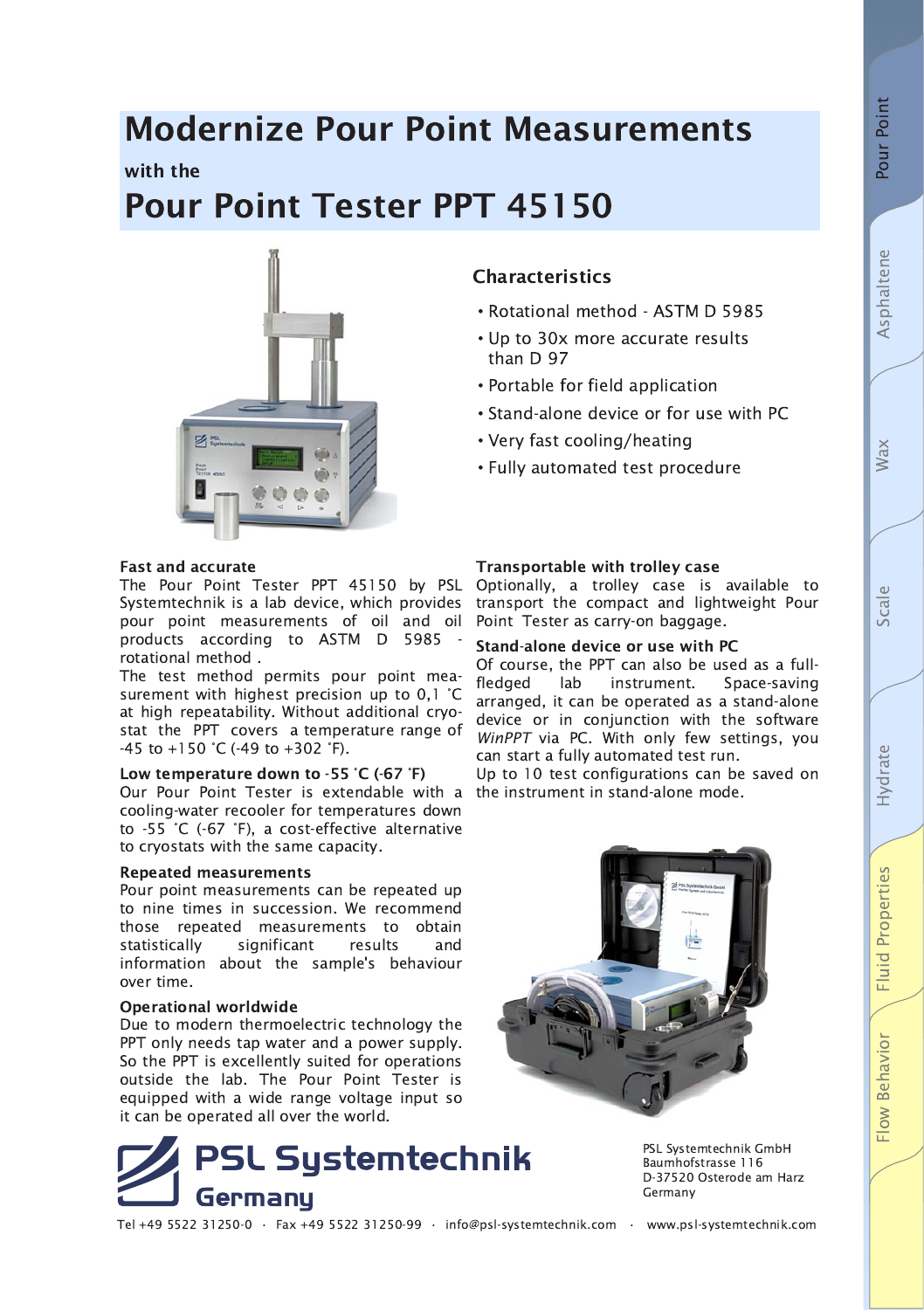# Modernize Pour Point Measurements

with the

# Pour Point Tester PPT 45150

## Characteristics

- Rotational method - ASTM D 5985
- Up to 30x more accurate results than D 97
- Portable for field application
- Stand-alone device or for use with PC
- Very fast cooling/heating
- Fully automated test procedure

### Fast and accurate

The Pour Point Tester PPT 45150 by PSL Systemtechnik is a lab device, which provides pour point measurements of oil and oil products according to ASTM D 5985 - rotational method .

The test method permits pour point measurement with highest precision up to 0,1 ˚C at high repeatability. Without additional cryostat the PPT covers a temperature range of -45 to +150 ˚C (-49 to +302 ˚F).

### Low temperature down to -55 ˚C (-67 ˚F)

Our Pour Point Tester is extendable with a cooling-water recooler for temperatures down to -55 ˚C (-67 ˚F), a cost-effective alternative to cryostats with the same capacity.

### Repeated measurements

Pour point measurements can be repeated up to nine times in succession. We recommend those repeated measurements to obtain statistically significant results and information about the sample's behaviour over time.

### Operational worldwide

Due to modern thermoelectric technology the PPT only needs tap water and a power supply. So the PPT is excellently suited for operations outside the lab. The Pour Point Tester is equipped with a wide range voltage input so it can be operated all over the world.

### Transportable with trolley case

Optionally, a trolley case is available to transport the compact and lightweight Pour Point Tester as carry-on baggage.

### Stand-alone device or use with PC

Of course, the PPT can also be used as a full-fledged lab instrument. Space-saving arranged, it can be operated as a stand-alone device or in conjunction with the software *WinPPT* via PC. With only few settings, you can start a fully automated test run.

Up to 10 test configurations can be saved on the instrument in stand-alone mode.

PSL Systemtechnik Germany

PSL Systemtechnik GmbH
Baumhofstrasse 116
D-37520 Osterode am Harz
Germany

Tel +49 5522 31250-0 · Fax +49 5522 31250-99 · info@psl-systemtechnik.com · www.psl-systemtechnik.com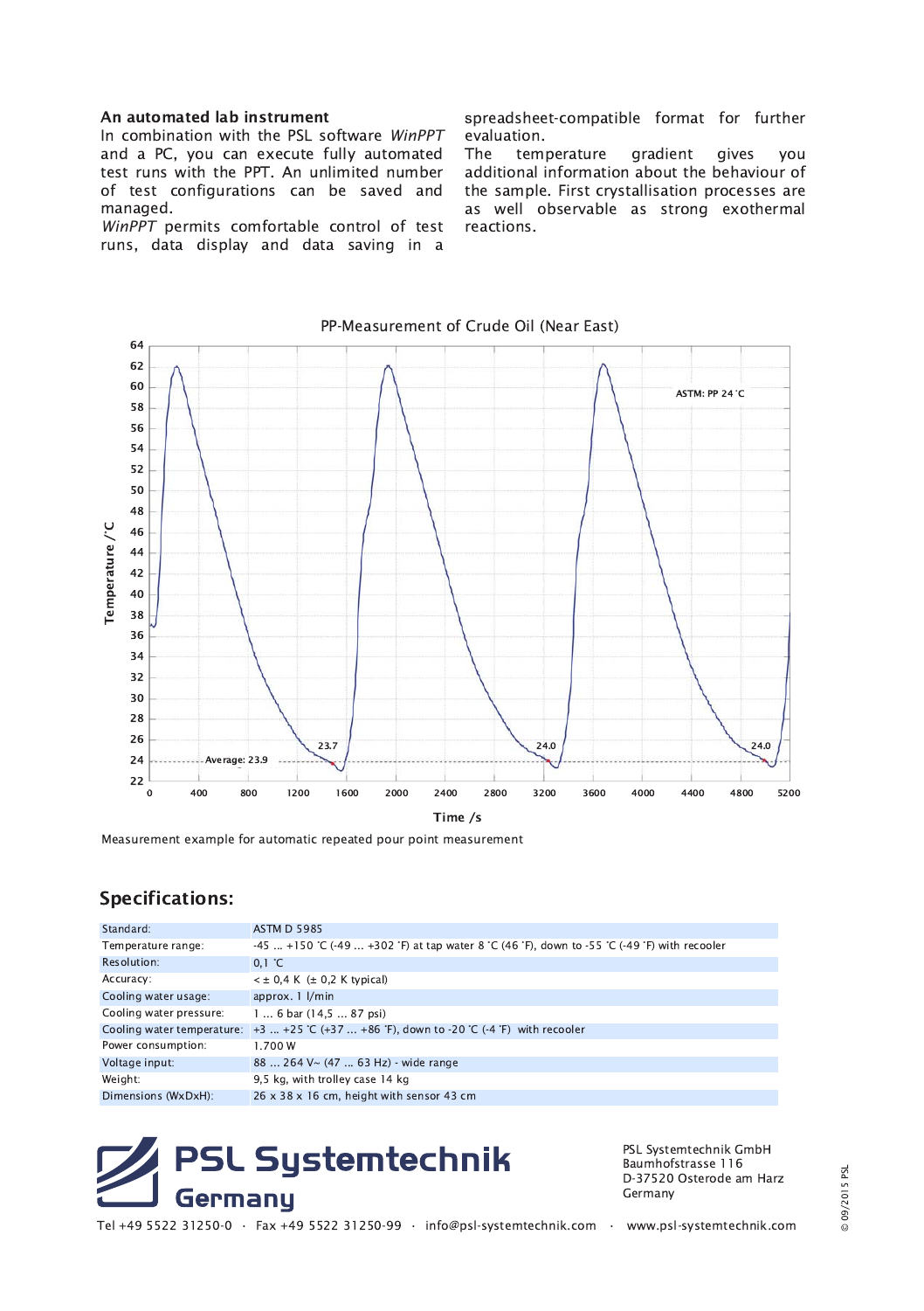### An automated lab instrument

In combination with the PSL software *WinPPT* and a PC, you can execute fully automated test runs with the PPT. An unlimited number of test configurations can be saved and managed.

*WinPPT* permits comfortable control of test runs, data display and data saving in a spreadsheet-compatible format for further evaluation.

The temperature gradient gives you additional information about the behaviour of the sample. First crystallisation processes are as well observable as strong exothermal reactions.

PP-Measurement of Crude Oil (Near East)

ASTM: PP 24 °C

Average: 23.9

23.7

24.0

24.0

Temperature /°C

Time /s

Measurement example for automatic repeated pour point measurement

## Specifications:

| | |
|---|---|
| Standard: | ASTM D 5985 |
| Temperature range: | -45 ... +150 °C (-49 ... +302 °F) at tap water 8 °C (46 °F), down to -55 °C (-49 °F) with recooler |
| Resolution: | 0,1 °C |
| Accuracy: | < ± 0,4 K (± 0,2 K typical) |
| Cooling water usage: | approx. 1 l/min |
| Cooling water pressure: | 1 ... 6 bar (14,5 ... 87 psi) |
| Cooling water temperature: | +3 ... +25 °C (+37 ... +86 °F), down to -20 °C (-4 °F) with recooler |
| Power consumption: | 1.700 W |
| Voltage input: | 88 ... 264 V~ (47 ... 63 Hz) - wide range |
| Weight: | 9,5 kg, with trolley case 14 kg |
| Dimensions (WxDxH): | 26 x 38 x 16 cm, height with sensor 43 cm |

PSL Systemtechnik
Germany

PSL Systemtechnik GmbH
Baumhofstrasse 116
D-37520 Osterode am Harz
Germany

Tel +49 5522 31250-0 · Fax +49 5522 31250-99 · info@psl-systemtechnik.com · www.psl-systemtechnik.com

© 09/2015 PSL